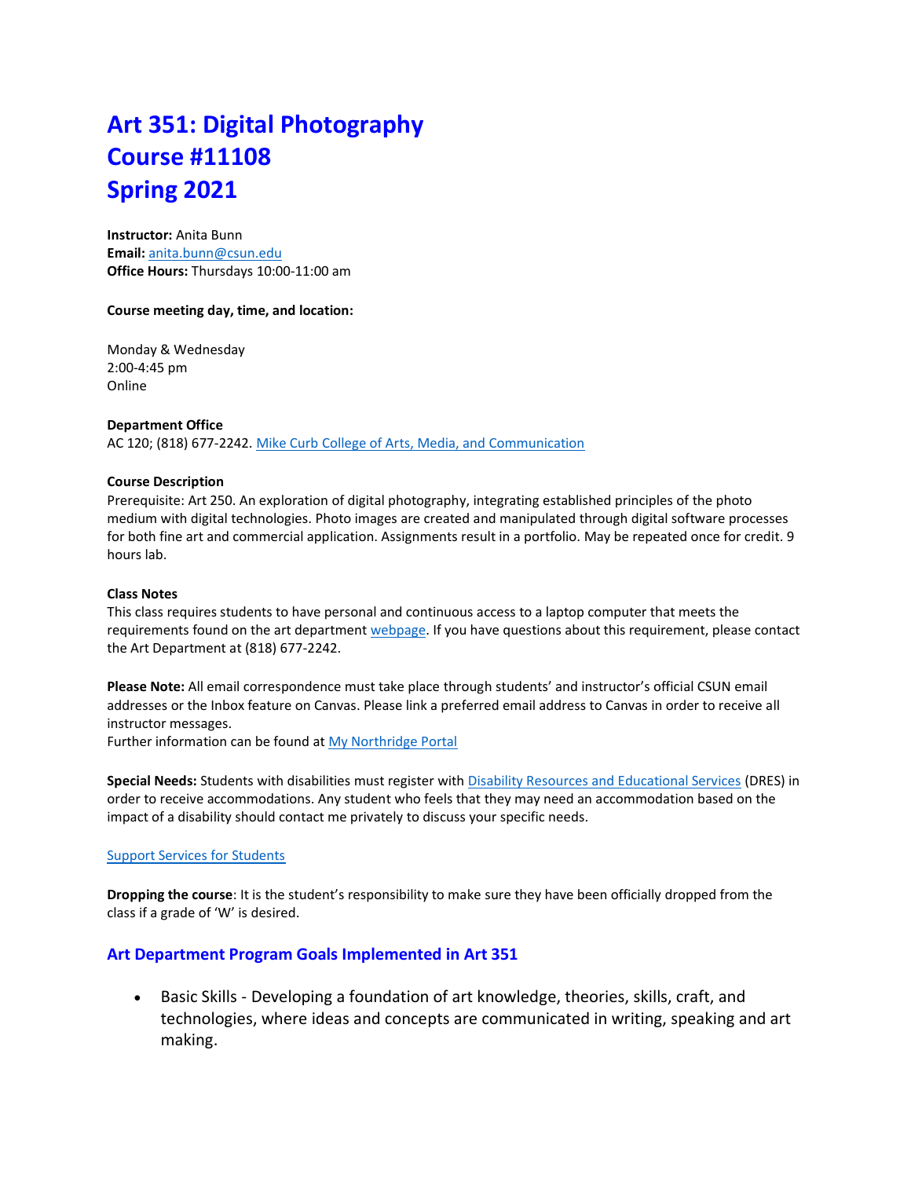# Art 351: Digital Photography
# Course #11108
# Spring 2021

**Instructor:** Anita Bunn
**Email:** [anita.bunn@csun.edu](mailto:anita.bunn@csun.edu)
**Office Hours:** Thursdays 10:00-11:00 am

**Course meeting day, time, and location:**

Monday & Wednesday
2:00-4:45 pm
Online

**Department Office**
AC 120; (818) 677-2242. [Mike Curb College of Arts, Media, and Communication]()

**Course Description**
Prerequisite: Art 250. An exploration of digital photography, integrating established principles of the photo medium with digital technologies. Photo images are created and manipulated through digital software processes for both fine art and commercial application. Assignments result in a portfolio. May be repeated once for credit. 9 hours lab.

**Class Notes**
This class requires students to have personal and continuous access to a laptop computer that meets the requirements found on the art department [webpage](). If you have questions about this requirement, please contact the Art Department at (818) 677-2242.

**Please Note:** All email correspondence must take place through students' and instructor's official CSUN email addresses or the Inbox feature on Canvas. Please link a preferred email address to Canvas in order to receive all instructor messages.
Further information can be found at [My Northridge Portal]()

**Special Needs:** Students with disabilities must register with [Disability Resources and Educational Services]() (DRES) in order to receive accommodations. Any student who feels that they may need an accommodation based on the impact of a disability should contact me privately to discuss your specific needs.

[Support Services for Students]()

**Dropping the course**: It is the student's responsibility to make sure they have been officially dropped from the class if a grade of 'W' is desired.

## Art Department Program Goals Implemented in Art 351

- Basic Skills - Developing a foundation of art knowledge, theories, skills, craft, and technologies, where ideas and concepts are communicated in writing, speaking and art making.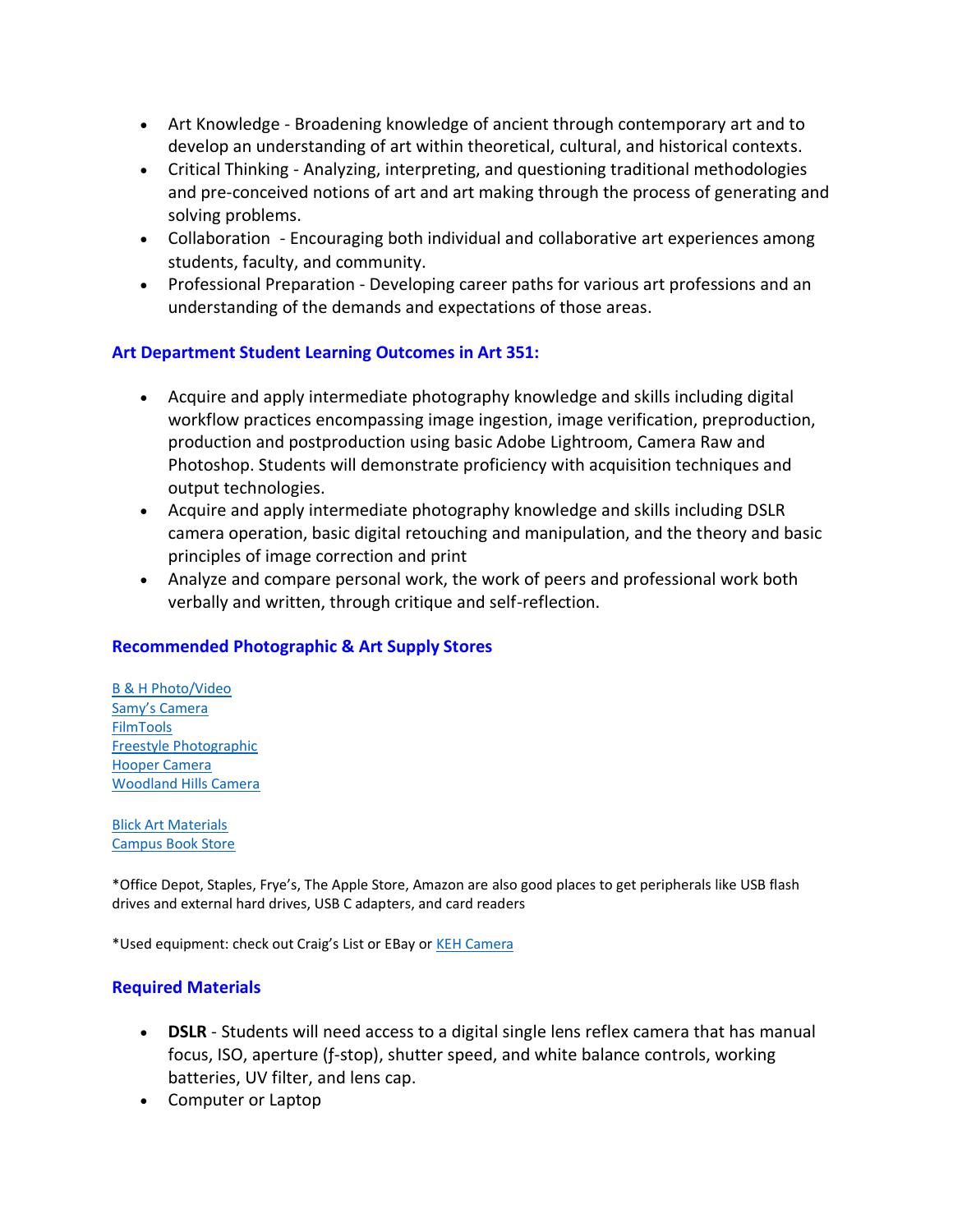- Art Knowledge - Broadening knowledge of ancient through contemporary art and to develop an understanding of art within theoretical, cultural, and historical contexts.
- Critical Thinking - Analyzing, interpreting, and questioning traditional methodologies and pre-conceived notions of art and art making through the process of generating and solving problems.
- Collaboration - Encouraging both individual and collaborative art experiences among students, faculty, and community.
- Professional Preparation - Developing career paths for various art professions and an understanding of the demands and expectations of those areas.

## Art Department Student Learning Outcomes in Art 351:

- Acquire and apply intermediate photography knowledge and skills including digital workflow practices encompassing image ingestion, image verification, preproduction, production and postproduction using basic Adobe Lightroom, Camera Raw and Photoshop. Students will demonstrate proficiency with acquisition techniques and output technologies.
- Acquire and apply intermediate photography knowledge and skills including DSLR camera operation, basic digital retouching and manipulation, and the theory and basic principles of image correction and print
- Analyze and compare personal work, the work of peers and professional work both verbally and written, through critique and self-reflection.

## Recommended Photographic & Art Supply Stores

B & H Photo/Video
Samy's Camera
FilmTools
Freestyle Photographic
Hooper Camera
Woodland Hills Camera

Blick Art Materials
Campus Book Store

*Office Depot, Staples, Frye's, The Apple Store, Amazon are also good places to get peripherals like USB flash drives and external hard drives, USB C adapters, and card readers

*Used equipment: check out Craig's List or EBay or KEH Camera

## Required Materials

- **DSLR** - Students will need access to a digital single lens reflex camera that has manual focus, ISO, aperture (ƒ-stop), shutter speed, and white balance controls, working batteries, UV filter, and lens cap.
- Computer or Laptop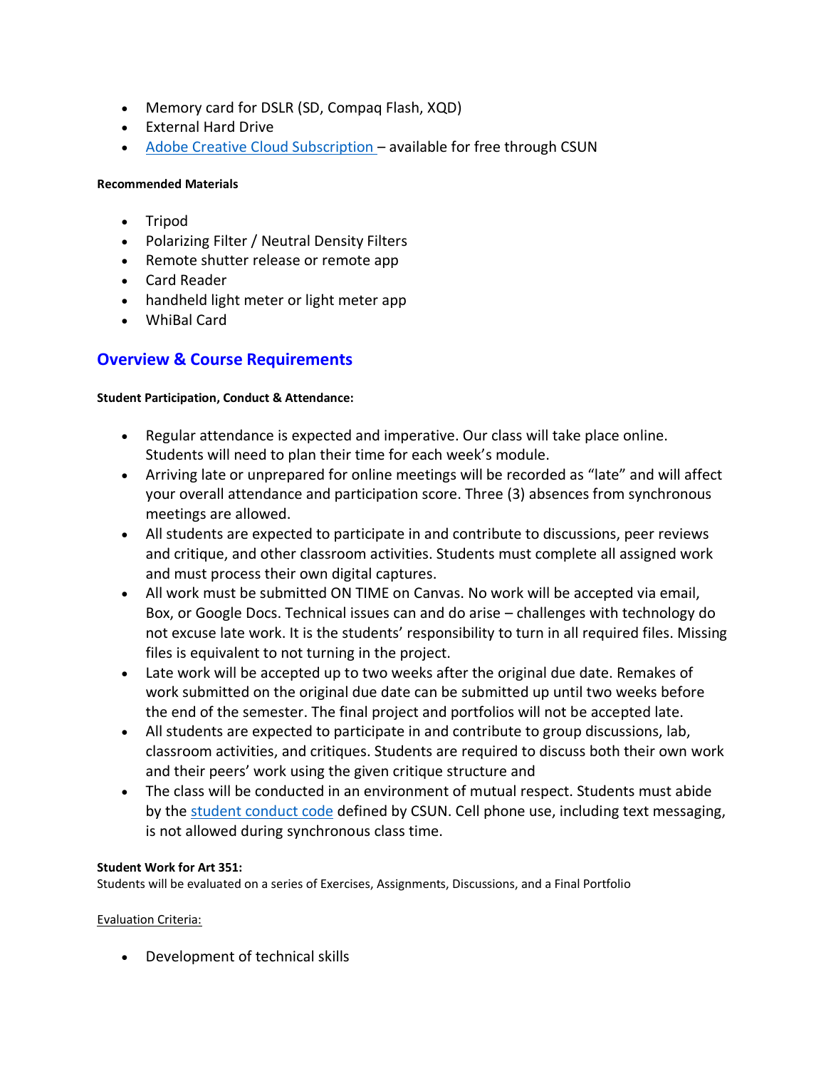- Memory card for DSLR (SD, Compaq Flash, XQD)
- External Hard Drive
- [Adobe Creative Cloud Subscription](#) – available for free through CSUN

#### Recommended Materials

- Tripod
- Polarizing Filter / Neutral Density Filters
- Remote shutter release or remote app
- Card Reader
- handheld light meter or light meter app
- WhiBal Card

## Overview & Course Requirements

#### Student Participation, Conduct & Attendance:

- Regular attendance is expected and imperative. Our class will take place online. Students will need to plan their time for each week's module.
- Arriving late or unprepared for online meetings will be recorded as "late" and will affect your overall attendance and participation score. Three (3) absences from synchronous meetings are allowed.
- All students are expected to participate in and contribute to discussions, peer reviews and critique, and other classroom activities. Students must complete all assigned work and must process their own digital captures.
- All work must be submitted ON TIME on Canvas. No work will be accepted via email, Box, or Google Docs. Technical issues can and do arise – challenges with technology do not excuse late work. It is the students' responsibility to turn in all required files. Missing files is equivalent to not turning in the project.
- Late work will be accepted up to two weeks after the original due date. Remakes of work submitted on the original due date can be submitted up until two weeks before the end of the semester. The final project and portfolios will not be accepted late.
- All students are expected to participate in and contribute to group discussions, lab, classroom activities, and critiques. Students are required to discuss both their own work and their peers' work using the given critique structure and
- The class will be conducted in an environment of mutual respect. Students must abide by the [student conduct code](#) defined by CSUN. Cell phone use, including text messaging, is not allowed during synchronous class time.

#### Student Work for Art 351:

Students will be evaluated on a series of Exercises, Assignments, Discussions, and a Final Portfolio

Evaluation Criteria:

- Development of technical skills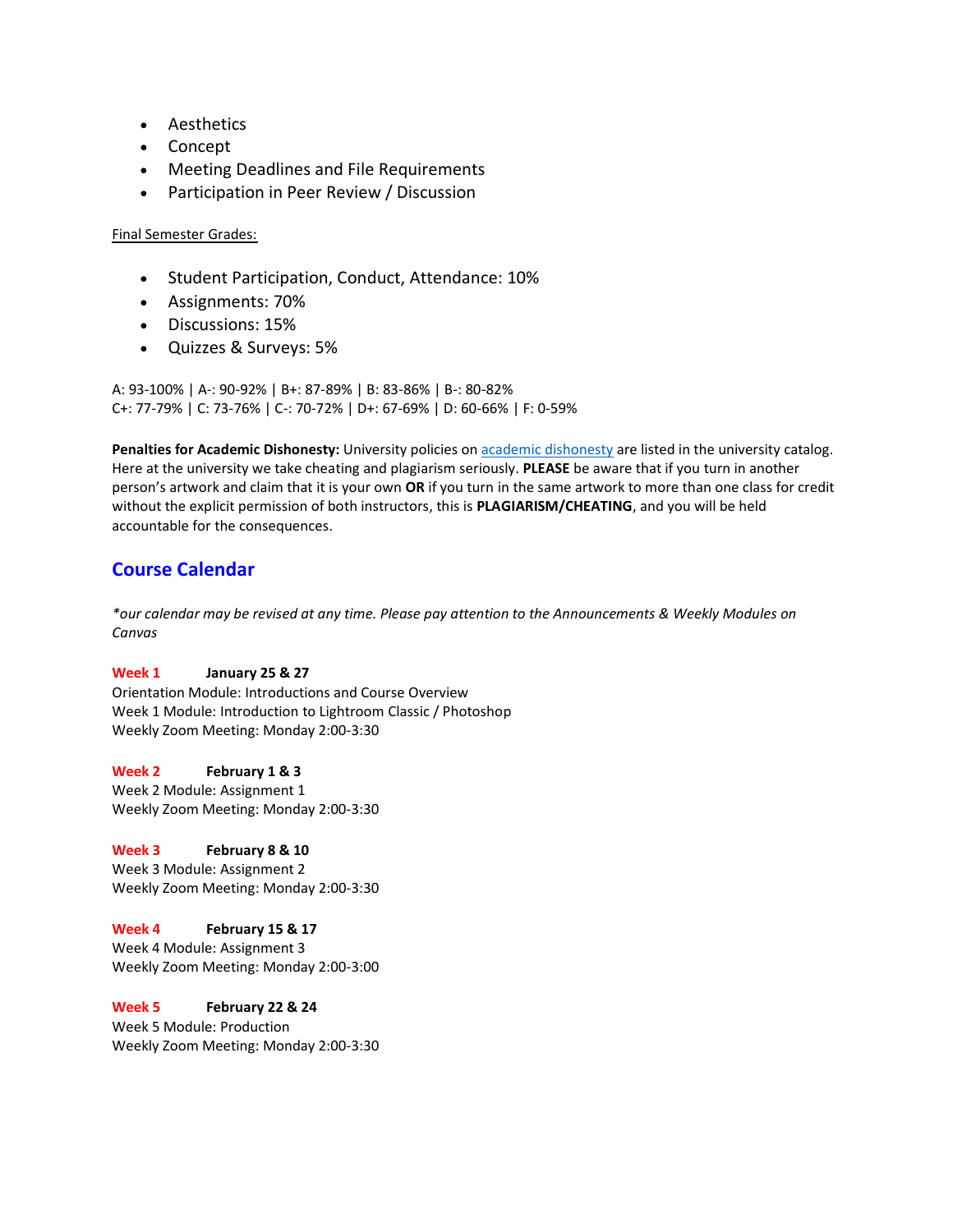- Aesthetics
- Concept
- Meeting Deadlines and File Requirements
- Participation in Peer Review / Discussion

Final Semester Grades:

- Student Participation, Conduct, Attendance: 10%
- Assignments: 70%
- Discussions: 15%
- Quizzes & Surveys: 5%

A: 93-100% | A-: 90-92% | B+: 87-89% | B: 83-86% | B-: 80-82%
C+: 77-79% | C: 73-76% | C-: 70-72% | D+: 67-69% | D: 60-66% | F: 0-59%

**Penalties for Academic Dishonesty:** University policies on academic dishonesty are listed in the university catalog. Here at the university we take cheating and plagiarism seriously. **PLEASE** be aware that if you turn in another person's artwork and claim that it is your own **OR** if you turn in the same artwork to more than one class for credit without the explicit permission of both instructors, this is **PLAGIARISM/CHEATING**, and you will be held accountable for the consequences.

## Course Calendar

*\*our calendar may be revised at any time. Please pay attention to the Announcements & Weekly Modules on Canvas*

**Week 1** **January 25 & 27**
Orientation Module: Introductions and Course Overview
Week 1 Module: Introduction to Lightroom Classic / Photoshop
Weekly Zoom Meeting: Monday 2:00-3:30

**Week 2** **February 1 & 3**
Week 2 Module: Assignment 1
Weekly Zoom Meeting: Monday 2:00-3:30

**Week 3** **February 8 & 10**
Week 3 Module: Assignment 2
Weekly Zoom Meeting: Monday 2:00-3:30

**Week 4** **February 15 & 17**
Week 4 Module: Assignment 3
Weekly Zoom Meeting: Monday 2:00-3:00

**Week 5** **February 22 & 24**
Week 5 Module: Production
Weekly Zoom Meeting: Monday 2:00-3:30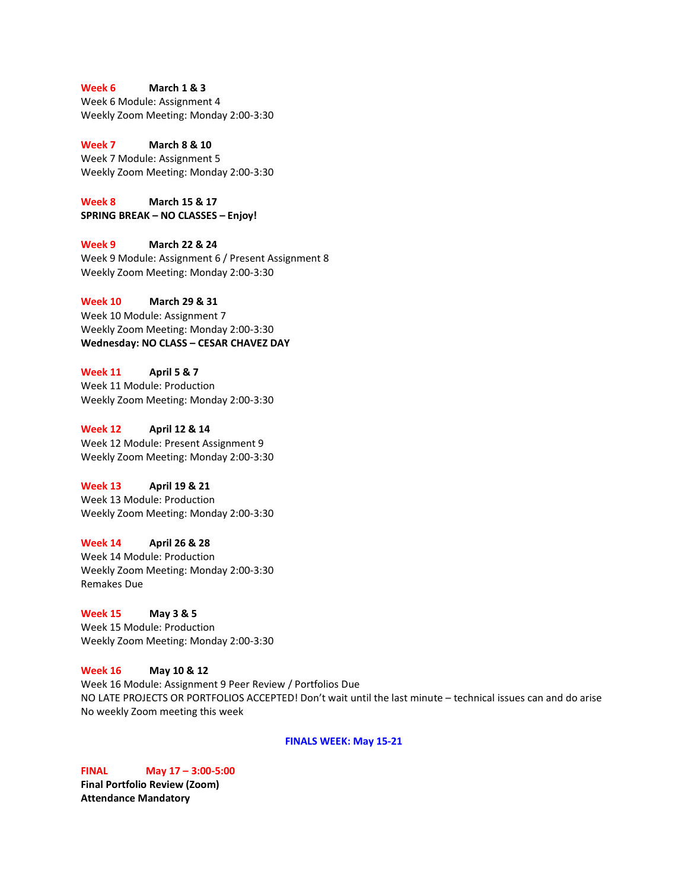**Week 6** **March 1 & 3**
Week 6 Module: Assignment 4
Weekly Zoom Meeting: Monday 2:00-3:30

**Week 7** **March 8 & 10**
Week 7 Module: Assignment 5
Weekly Zoom Meeting: Monday 2:00-3:30

**Week 8** **March 15 & 17**
**SPRING BREAK – NO CLASSES – Enjoy!**

**Week 9** **March 22 & 24**
Week 9 Module: Assignment 6 / Present Assignment 8
Weekly Zoom Meeting: Monday 2:00-3:30

**Week 10** **March 29 & 31**
Week 10 Module: Assignment 7
Weekly Zoom Meeting: Monday 2:00-3:30
**Wednesday: NO CLASS – CESAR CHAVEZ DAY**

**Week 11** **April 5 & 7**
Week 11 Module: Production
Weekly Zoom Meeting: Monday 2:00-3:30

**Week 12** **April 12 & 14**
Week 12 Module: Present Assignment 9
Weekly Zoom Meeting: Monday 2:00-3:30

**Week 13** **April 19 & 21**
Week 13 Module: Production
Weekly Zoom Meeting: Monday 2:00-3:30

**Week 14** **April 26 & 28**
Week 14 Module: Production
Weekly Zoom Meeting: Monday 2:00-3:30
Remakes Due

**Week 15** **May 3 & 5**
Week 15 Module: Production
Weekly Zoom Meeting: Monday 2:00-3:30

**Week 16** **May 10 & 12**
Week 16 Module: Assignment 9 Peer Review / Portfolios Due
NO LATE PROJECTS OR PORTFOLIOS ACCEPTED! Don't wait until the last minute – technical issues can and do arise
No weekly Zoom meeting this week

**FINALS WEEK: May 15-21**

**FINAL** **May 17 – 3:00-5:00**
**Final Portfolio Review (Zoom)**
**Attendance Mandatory**